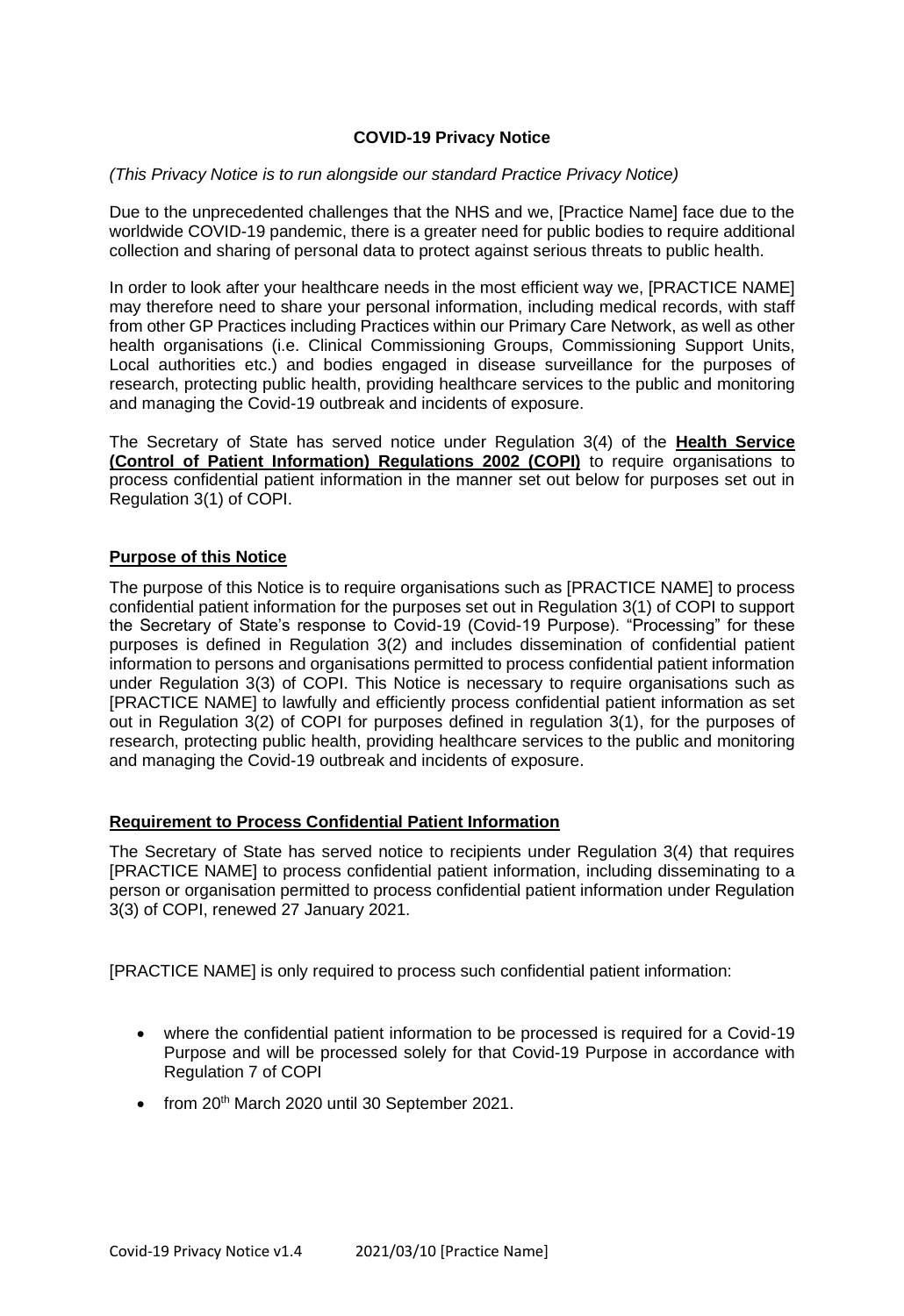**COVID-19 Privacy Notice**

*(This Privacy Notice is to run alongside our standard Practice Privacy Notice)*

Due to the unprecedented challenges that the NHS and we, [Practice Name] face due to the worldwide COVID-19 pandemic, there is a greater need for public bodies to require additional collection and sharing of personal data to protect against serious threats to public health.

In order to look after your healthcare needs in the most efficient way we, [PRACTICE NAME] may therefore need to share your personal information, including medical records, with staff from other GP Practices including Practices within our Primary Care Network, as well as other health organisations (i.e. Clinical Commissioning Groups, Commissioning Support Units, Local authorities etc.) and bodies engaged in disease surveillance for the purposes of research, protecting public health, providing healthcare services to the public and monitoring and managing the Covid-19 outbreak and incidents of exposure.

The Secretary of State has served notice under Regulation 3(4) of the **Health Service (Control of Patient Information) Regulations 2002 (COPI)** to require organisations to process confidential patient information in the manner set out below for purposes set out in Regulation 3(1) of COPI.

## Purpose of this Notice

The purpose of this Notice is to require organisations such as [PRACTICE NAME] to process confidential patient information for the purposes set out in Regulation 3(1) of COPI to support the Secretary of State's response to Covid-19 (Covid-19 Purpose). "Processing" for these purposes is defined in Regulation 3(2) and includes dissemination of confidential patient information to persons and organisations permitted to process confidential patient information under Regulation 3(3) of COPI. This Notice is necessary to require organisations such as [PRACTICE NAME] to lawfully and efficiently process confidential patient information as set out in Regulation 3(2) of COPI for purposes defined in regulation 3(1), for the purposes of research, protecting public health, providing healthcare services to the public and monitoring and managing the Covid-19 outbreak and incidents of exposure.

## Requirement to Process Confidential Patient Information

The Secretary of State has served notice to recipients under Regulation 3(4) that requires [PRACTICE NAME] to process confidential patient information, including disseminating to a person or organisation permitted to process confidential patient information under Regulation 3(3) of COPI, renewed 27 January 2021.

[PRACTICE NAME] is only required to process such confidential patient information:

- where the confidential patient information to be processed is required for a Covid-19 Purpose and will be processed solely for that Covid-19 Purpose in accordance with Regulation 7 of COPI
- from 20th March 2020 until 30 September 2021.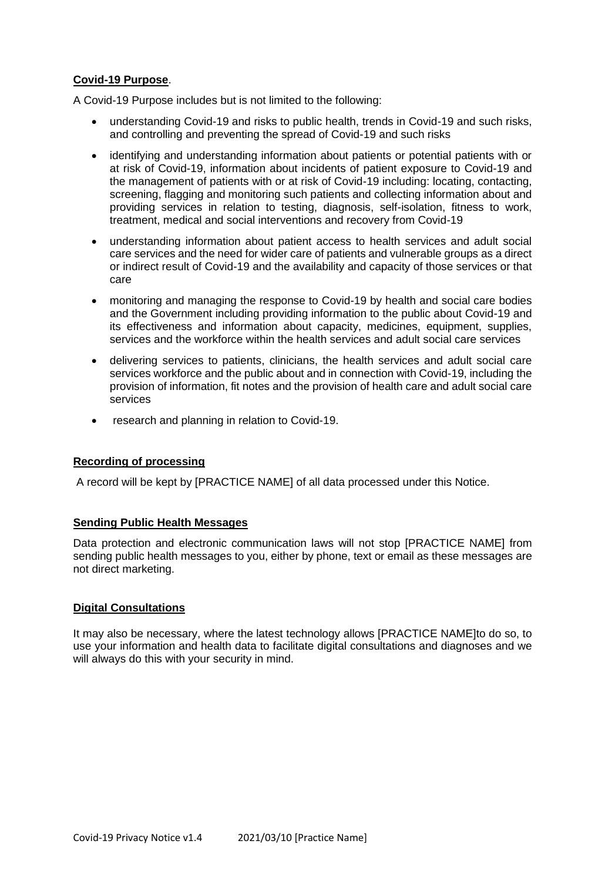**Covid-19 Purpose**.

A Covid-19 Purpose includes but is not limited to the following:

- understanding Covid-19 and risks to public health, trends in Covid-19 and such risks, and controlling and preventing the spread of Covid-19 and such risks
- identifying and understanding information about patients or potential patients with or at risk of Covid-19, information about incidents of patient exposure to Covid-19 and the management of patients with or at risk of Covid-19 including: locating, contacting, screening, flagging and monitoring such patients and collecting information about and providing services in relation to testing, diagnosis, self-isolation, fitness to work, treatment, medical and social interventions and recovery from Covid-19
- understanding information about patient access to health services and adult social care services and the need for wider care of patients and vulnerable groups as a direct or indirect result of Covid-19 and the availability and capacity of those services or that care
- monitoring and managing the response to Covid-19 by health and social care bodies and the Government including providing information to the public about Covid-19 and its effectiveness and information about capacity, medicines, equipment, supplies, services and the workforce within the health services and adult social care services
- delivering services to patients, clinicians, the health services and adult social care services workforce and the public about and in connection with Covid-19, including the provision of information, fit notes and the provision of health care and adult social care services
- research and planning in relation to Covid-19.

**Recording of processing**

A record will be kept by [PRACTICE NAME] of all data processed under this Notice.

**Sending Public Health Messages**

Data protection and electronic communication laws will not stop [PRACTICE NAME] from sending public health messages to you, either by phone, text or email as these messages are not direct marketing.

**Digital Consultations**

It may also be necessary, where the latest technology allows [PRACTICE NAME]to do so, to use your information and health data to facilitate digital consultations and diagnoses and we will always do this with your security in mind.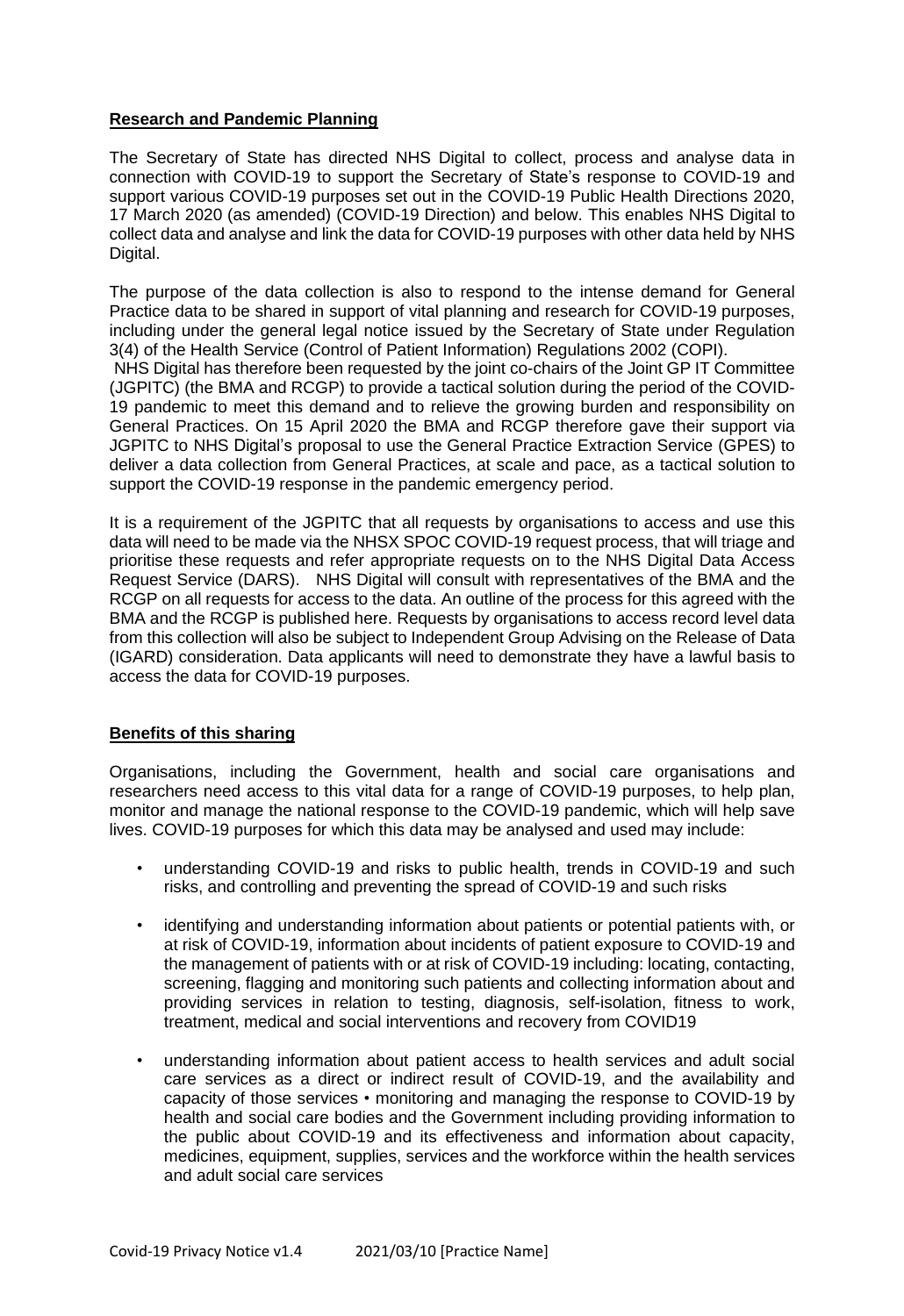**Research and Pandemic Planning**

The Secretary of State has directed NHS Digital to collect, process and analyse data in connection with COVID-19 to support the Secretary of State's response to COVID-19 and support various COVID-19 purposes set out in the COVID-19 Public Health Directions 2020, 17 March 2020 (as amended) (COVID-19 Direction) and below. This enables NHS Digital to collect data and analyse and link the data for COVID-19 purposes with other data held by NHS Digital.

The purpose of the data collection is also to respond to the intense demand for General Practice data to be shared in support of vital planning and research for COVID-19 purposes, including under the general legal notice issued by the Secretary of State under Regulation 3(4) of the Health Service (Control of Patient Information) Regulations 2002 (COPI).

NHS Digital has therefore been requested by the joint co-chairs of the Joint GP IT Committee (JGPITC) (the BMA and RCGP) to provide a tactical solution during the period of the COVID-19 pandemic to meet this demand and to relieve the growing burden and responsibility on General Practices. On 15 April 2020 the BMA and RCGP therefore gave their support via JGPITC to NHS Digital's proposal to use the General Practice Extraction Service (GPES) to deliver a data collection from General Practices, at scale and pace, as a tactical solution to support the COVID-19 response in the pandemic emergency period.

It is a requirement of the JGPITC that all requests by organisations to access and use this data will need to be made via the NHSX SPOC COVID-19 request process, that will triage and prioritise these requests and refer appropriate requests on to the NHS Digital Data Access Request Service (DARS). NHS Digital will consult with representatives of the BMA and the RCGP on all requests for access to the data. An outline of the process for this agreed with the BMA and the RCGP is published here. Requests by organisations to access record level data from this collection will also be subject to Independent Group Advising on the Release of Data (IGARD) consideration. Data applicants will need to demonstrate they have a lawful basis to access the data for COVID-19 purposes.

**Benefits of this sharing**

Organisations, including the Government, health and social care organisations and researchers need access to this vital data for a range of COVID-19 purposes, to help plan, monitor and manage the national response to the COVID-19 pandemic, which will help save lives. COVID-19 purposes for which this data may be analysed and used may include:

- understanding COVID-19 and risks to public health, trends in COVID-19 and such risks, and controlling and preventing the spread of COVID-19 and such risks
- identifying and understanding information about patients or potential patients with, or at risk of COVID-19, information about incidents of patient exposure to COVID-19 and the management of patients with or at risk of COVID-19 including: locating, contacting, screening, flagging and monitoring such patients and collecting information about and providing services in relation to testing, diagnosis, self-isolation, fitness to work, treatment, medical and social interventions and recovery from COVID19
- understanding information about patient access to health services and adult social care services as a direct or indirect result of COVID-19, and the availability and capacity of those services • monitoring and managing the response to COVID-19 by health and social care bodies and the Government including providing information to the public about COVID-19 and its effectiveness and information about capacity, medicines, equipment, supplies, services and the workforce within the health services and adult social care services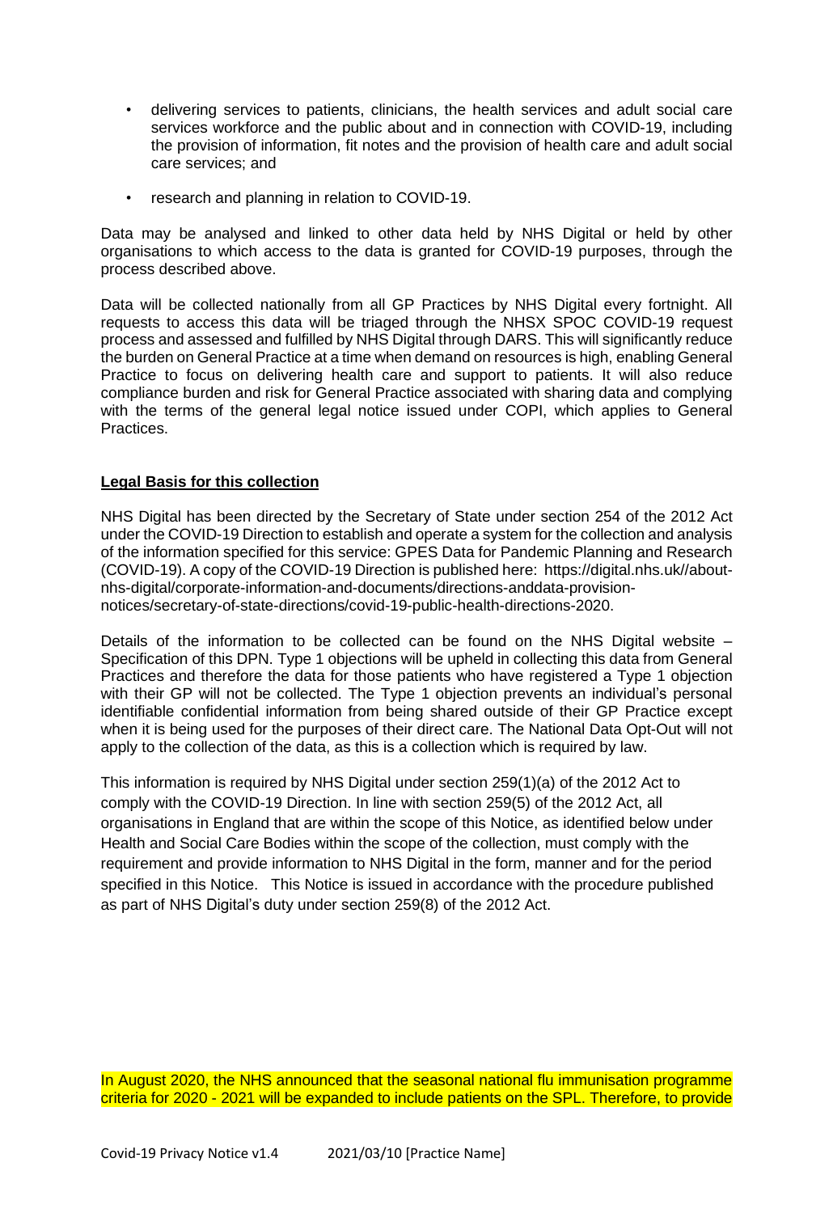- delivering services to patients, clinicians, the health services and adult social care services workforce and the public about and in connection with COVID-19, including the provision of information, fit notes and the provision of health care and adult social care services; and
- research and planning in relation to COVID-19.

Data may be analysed and linked to other data held by NHS Digital or held by other organisations to which access to the data is granted for COVID-19 purposes, through the process described above.

Data will be collected nationally from all GP Practices by NHS Digital every fortnight. All requests to access this data will be triaged through the NHSX SPOC COVID-19 request process and assessed and fulfilled by NHS Digital through DARS. This will significantly reduce the burden on General Practice at a time when demand on resources is high, enabling General Practice to focus on delivering health care and support to patients. It will also reduce compliance burden and risk for General Practice associated with sharing data and complying with the terms of the general legal notice issued under COPI, which applies to General Practices.

**Legal Basis for this collection**

NHS Digital has been directed by the Secretary of State under section 254 of the 2012 Act under the COVID-19 Direction to establish and operate a system for the collection and analysis of the information specified for this service: GPES Data for Pandemic Planning and Research (COVID-19). A copy of the COVID-19 Direction is published here: https://digital.nhs.uk//about-nhs-digital/corporate-information-and-documents/directions-anddata-provision-notices/secretary-of-state-directions/covid-19-public-health-directions-2020.

Details of the information to be collected can be found on the NHS Digital website – Specification of this DPN. Type 1 objections will be upheld in collecting this data from General Practices and therefore the data for those patients who have registered a Type 1 objection with their GP will not be collected. The Type 1 objection prevents an individual's personal identifiable confidential information from being shared outside of their GP Practice except when it is being used for the purposes of their direct care. The National Data Opt-Out will not apply to the collection of the data, as this is a collection which is required by law.

This information is required by NHS Digital under section 259(1)(a) of the 2012 Act to comply with the COVID-19 Direction. In line with section 259(5) of the 2012 Act, all organisations in England that are within the scope of this Notice, as identified below under Health and Social Care Bodies within the scope of the collection, must comply with the requirement and provide information to NHS Digital in the form, manner and for the period specified in this Notice. This Notice is issued in accordance with the procedure published as part of NHS Digital's duty under section 259(8) of the 2012 Act.

In August 2020, the NHS announced that the seasonal national flu immunisation programme criteria for 2020 - 2021 will be expanded to include patients on the SPL. Therefore, to provide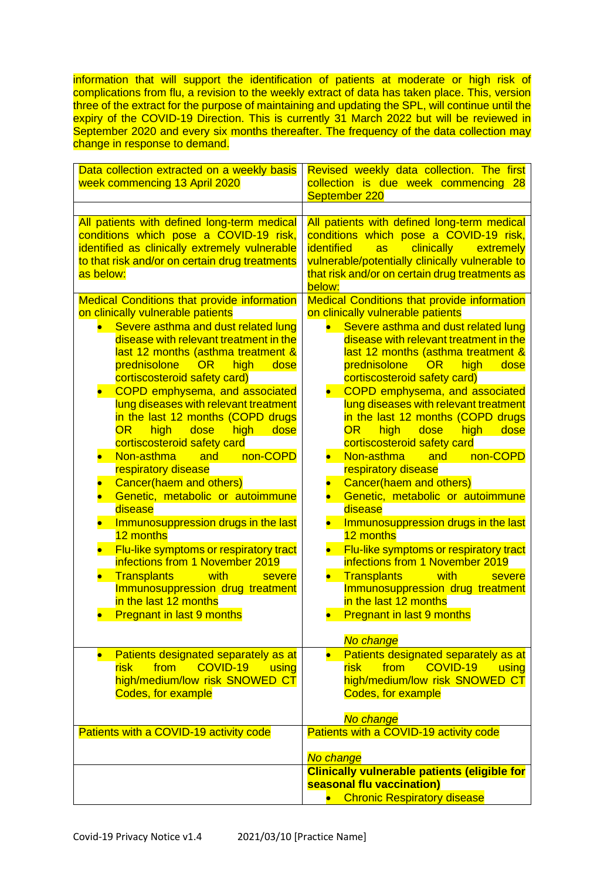information that will support the identification of patients at moderate or high risk of complications from flu, a revision to the weekly extract of data has taken place. This, version three of the extract for the purpose of maintaining and updating the SPL, will continue until the expiry of the COVID-19 Direction. This is currently 31 March 2022 but will be reviewed in September 2020 and every six months thereafter. The frequency of the data collection may change in response to demand.

| Data collection extracted on a weekly basis week commencing 13 April 2020 | Revised weekly data collection. The first collection is due week commencing 28 September 220 |
|---|---|
| | |
| All patients with defined long-term medical conditions which pose a COVID-19 risk, identified as clinically extremely vulnerable to that risk and/or on certain drug treatments as below: | All patients with defined long-term medical conditions which pose a COVID-19 risk, identified as clinically extremely vulnerable/potentially clinically vulnerable to that risk and/or on certain drug treatments as below: |
| Medical Conditions that provide information on clinically vulnerable patients<br>• Severe asthma and dust related lung disease with relevant treatment in the last 12 months (asthma treatment & prednisolone OR high dose cortiscosteroid safety card)<br>• COPD emphysema, and associated lung diseases with relevant treatment in the last 12 months (COPD drugs OR high dose high dose cortiscosteroid safety card<br>• Non-asthma and non-COPD respiratory disease<br>• Cancer(haem and others)<br>• Genetic, metabolic or autoimmune disease<br>• Immunosuppression drugs in the last 12 months<br>• Flu-like symptoms or respiratory tract infections from 1 November 2019<br>• Transplants with severe Immunosuppression drug treatment in the last 12 months<br>• Pregnant in last 9 months | Medical Conditions that provide information on clinically vulnerable patients<br>• Severe asthma and dust related lung disease with relevant treatment in the last 12 months (asthma treatment & prednisolone OR high dose cortiscosteroid safety card)<br>• COPD emphysema, and associated lung diseases with relevant treatment in the last 12 months (COPD drugs OR high dose high dose cortiscosteroid safety card<br>• Non-asthma and non-COPD respiratory disease<br>• Cancer(haem and others)<br>• Genetic, metabolic or autoimmune disease<br>• Immunosuppression drugs in the last 12 months<br>• Flu-like symptoms or respiratory tract infections from 1 November 2019<br>• Transplants with severe Immunosuppression drug treatment in the last 12 months<br>• Pregnant in last 9 months<br><br>*No change* |
| • Patients designated separately as at risk from COVID-19 using high/medium/low risk SNOWED CT Codes, for example | • Patients designated separately as at risk from COVID-19 using high/medium/low risk SNOWED CT Codes, for example<br><br>*No change* |
| Patients with a COVID-19 activity code | Patients with a COVID-19 activity code<br><br>*No change* |
| | **Clinically vulnerable patients (eligible for seasonal flu vaccination)**<br>• Chronic Respiratory disease |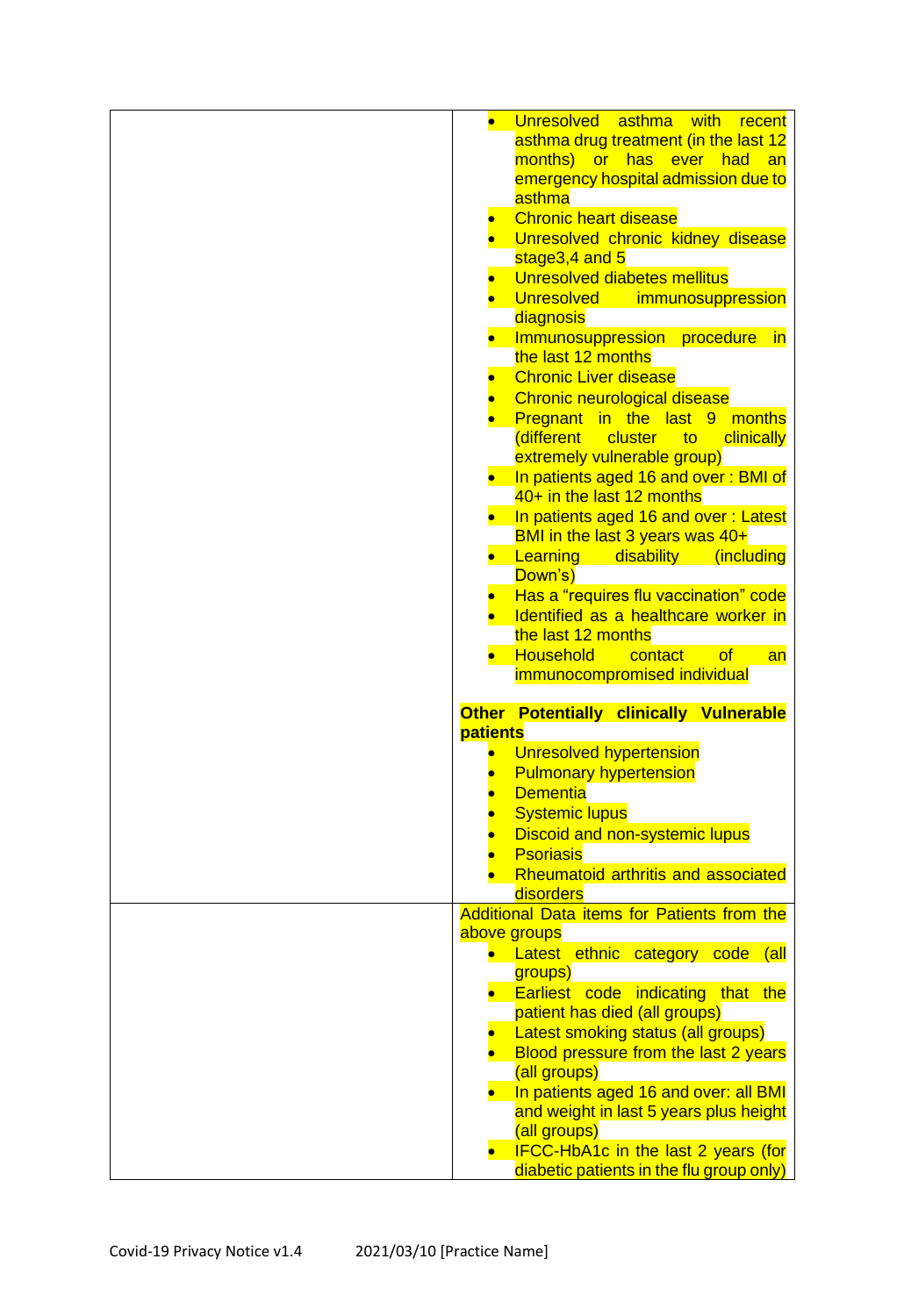| | |
|---|---|
| | • Unresolved asthma with recent asthma drug treatment (in the last 12 months) or has ever had an emergency hospital admission due to asthma<br>• Chronic heart disease<br>• Unresolved chronic kidney disease stage3,4 and 5<br>• Unresolved diabetes mellitus<br>• Unresolved immunosuppression diagnosis<br>• Immunosuppression procedure in the last 12 months<br>• Chronic Liver disease<br>• Chronic neurological disease<br>• Pregnant in the last 9 months (different cluster to clinically extremely vulnerable group)<br>• In patients aged 16 and over : BMI of 40+ in the last 12 months<br>• In patients aged 16 and over : Latest BMI in the last 3 years was 40+<br>• Learning disability (including Down's)<br>• Has a "requires flu vaccination" code<br>• Identified as a healthcare worker in the last 12 months<br>• Household contact of an immunocompromised individual<br><br>**Other Potentially clinically Vulnerable patients**<br>• Unresolved hypertension<br>• Pulmonary hypertension<br>• Dementia<br>• Systemic lupus<br>• Discoid and non-systemic lupus<br>• Psoriasis<br>• Rheumatoid arthritis and associated disorders |
| | Additional Data items for Patients from the above groups<br>• Latest ethnic category code (all groups)<br>• Earliest code indicating that the patient has died (all groups)<br>• Latest smoking status (all groups)<br>• Blood pressure from the last 2 years (all groups)<br>• In patients aged 16 and over: all BMI and weight in last 5 years plus height (all groups)<br>• IFCC-HbA1c in the last 2 years (for diabetic patients in the flu group only) |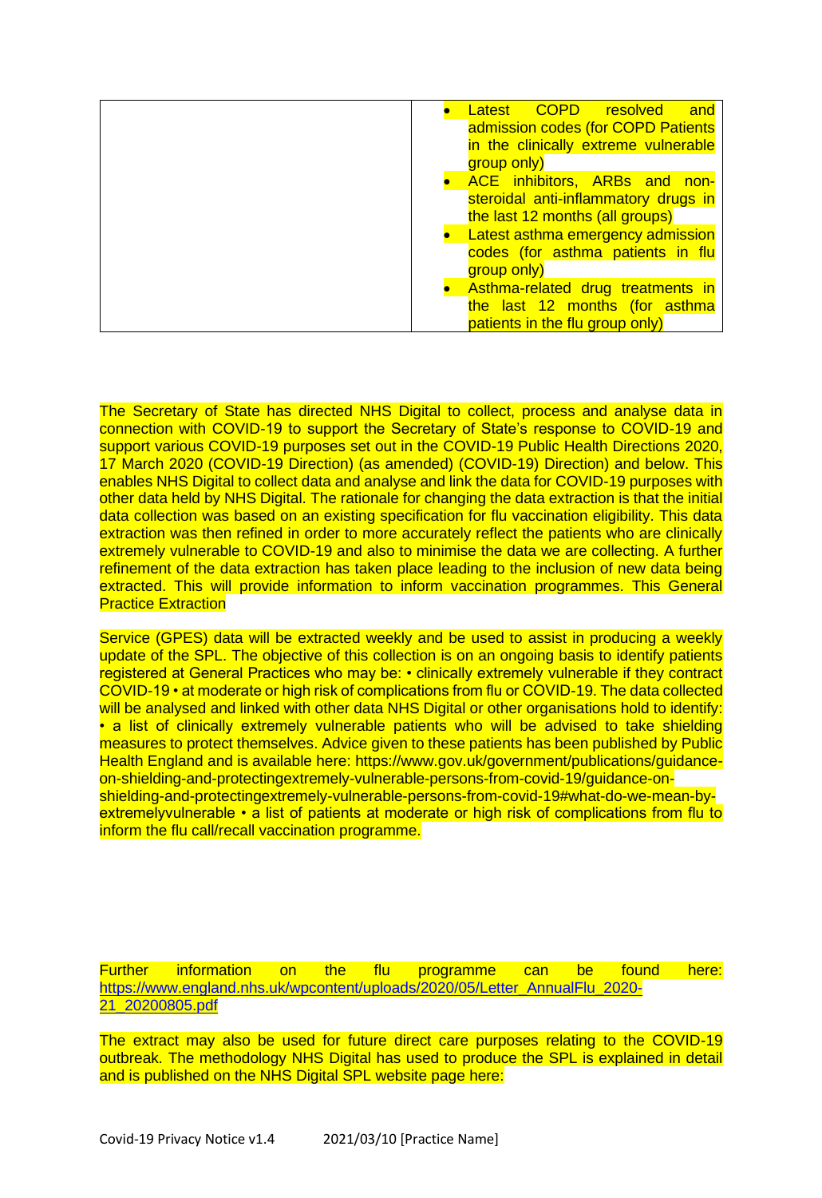| | |
|---|---|
| | • Latest COPD resolved and admission codes (for COPD Patients in the clinically extreme vulnerable group only)<br>• ACE inhibitors, ARBs and non-steroidal anti-inflammatory drugs in the last 12 months (all groups)<br>• Latest asthma emergency admission codes (for asthma patients in flu group only)<br>• Asthma-related drug treatments in the last 12 months (for asthma patients in the flu group only) |

The Secretary of State has directed NHS Digital to collect, process and analyse data in connection with COVID-19 to support the Secretary of State's response to COVID-19 and support various COVID-19 purposes set out in the COVID-19 Public Health Directions 2020, 17 March 2020 (COVID-19 Direction) (as amended) (COVID-19) Direction) and below. This enables NHS Digital to collect data and analyse and link the data for COVID-19 purposes with other data held by NHS Digital. The rationale for changing the data extraction is that the initial data collection was based on an existing specification for flu vaccination eligibility. This data extraction was then refined in order to more accurately reflect the patients who are clinically extremely vulnerable to COVID-19 and also to minimise the data we are collecting. A further refinement of the data extraction has taken place leading to the inclusion of new data being extracted. This will provide information to inform vaccination programmes. This General Practice Extraction

Service (GPES) data will be extracted weekly and be used to assist in producing a weekly update of the SPL. The objective of this collection is on an ongoing basis to identify patients registered at General Practices who may be: • clinically extremely vulnerable if they contract COVID-19 • at moderate or high risk of complications from flu or COVID-19. The data collected will be analysed and linked with other data NHS Digital or other organisations hold to identify: • a list of clinically extremely vulnerable patients who will be advised to take shielding measures to protect themselves. Advice given to these patients has been published by Public Health England and is available here: https://www.gov.uk/government/publications/guidance-on-shielding-and-protectingextremely-vulnerable-persons-from-covid-19/guidance-on-shielding-and-protectingextremely-vulnerable-persons-from-covid-19#what-do-we-mean-by-extremelyvulnerable • a list of patients at moderate or high risk of complications from flu to inform the flu call/recall vaccination programme.

Further information on the flu programme can be found here: https://www.england.nhs.uk/wpcontent/uploads/2020/05/Letter_AnnualFlu_2020-21_20200805.pdf

The extract may also be used for future direct care purposes relating to the COVID-19 outbreak. The methodology NHS Digital has used to produce the SPL is explained in detail and is published on the NHS Digital SPL website page here: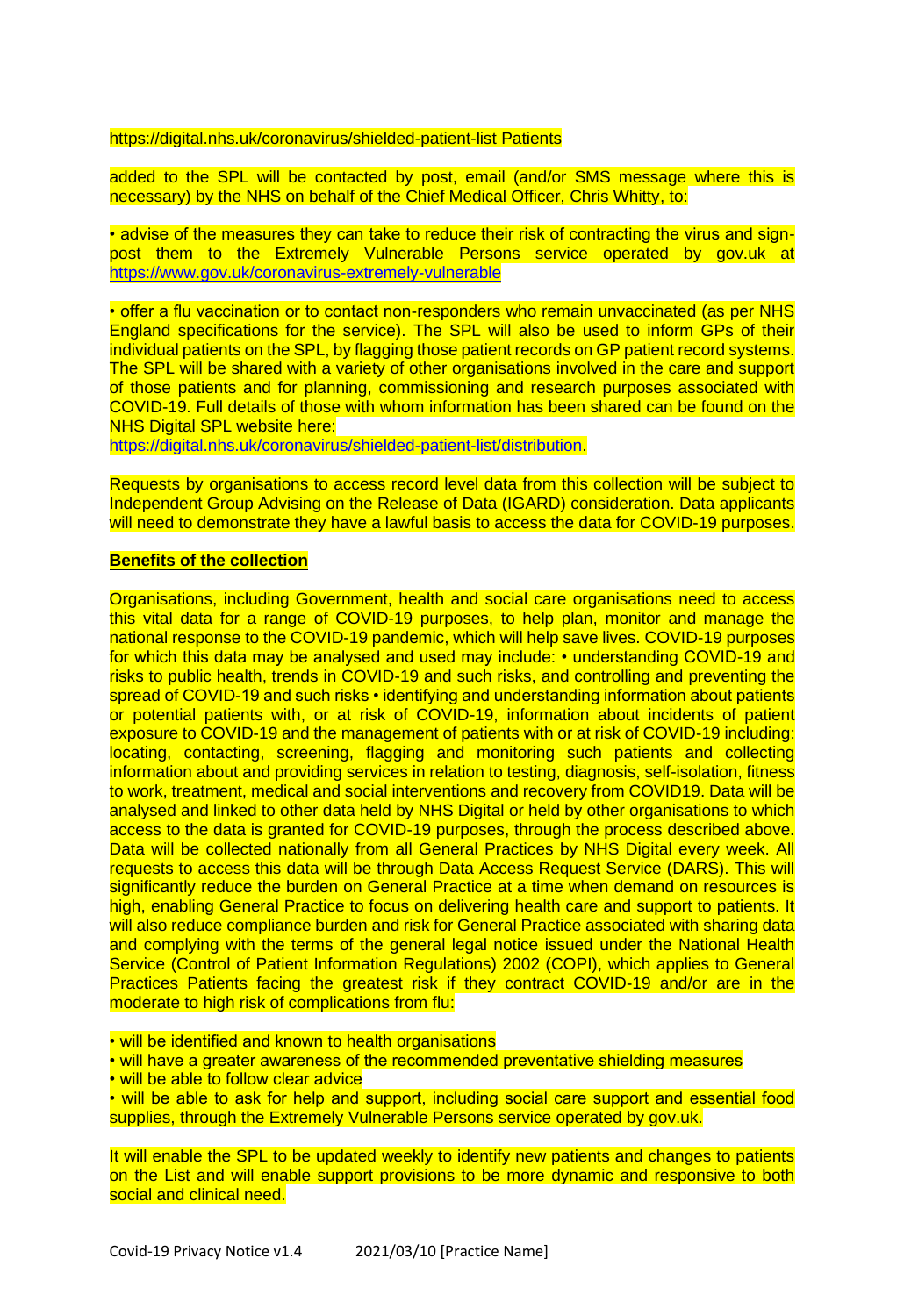https://digital.nhs.uk/coronavirus/shielded-patient-list Patients

added to the SPL will be contacted by post, email (and/or SMS message where this is necessary) by the NHS on behalf of the Chief Medical Officer, Chris Whitty, to:

• advise of the measures they can take to reduce their risk of contracting the virus and sign-post them to the Extremely Vulnerable Persons service operated by gov.uk at https://www.gov.uk/coronavirus-extremely-vulnerable

• offer a flu vaccination or to contact non-responders who remain unvaccinated (as per NHS England specifications for the service). The SPL will also be used to inform GPs of their individual patients on the SPL, by flagging those patient records on GP patient record systems. The SPL will be shared with a variety of other organisations involved in the care and support of those patients and for planning, commissioning and research purposes associated with COVID-19. Full details of those with whom information has been shared can be found on the NHS Digital SPL website here: https://digital.nhs.uk/coronavirus/shielded-patient-list/distribution.

Requests by organisations to access record level data from this collection will be subject to Independent Group Advising on the Release of Data (IGARD) consideration. Data applicants will need to demonstrate they have a lawful basis to access the data for COVID-19 purposes.

**Benefits of the collection**

Organisations, including Government, health and social care organisations need to access this vital data for a range of COVID-19 purposes, to help plan, monitor and manage the national response to the COVID-19 pandemic, which will help save lives. COVID-19 purposes for which this data may be analysed and used may include: • understanding COVID-19 and risks to public health, trends in COVID-19 and such risks, and controlling and preventing the spread of COVID-19 and such risks • identifying and understanding information about patients or potential patients with, or at risk of COVID-19, information about incidents of patient exposure to COVID-19 and the management of patients with or at risk of COVID-19 including: locating, contacting, screening, flagging and monitoring such patients and collecting information about and providing services in relation to testing, diagnosis, self-isolation, fitness to work, treatment, medical and social interventions and recovery from COVID19. Data will be analysed and linked to other data held by NHS Digital or held by other organisations to which access to the data is granted for COVID-19 purposes, through the process described above. Data will be collected nationally from all General Practices by NHS Digital every week. All requests to access this data will be through Data Access Request Service (DARS). This will significantly reduce the burden on General Practice at a time when demand on resources is high, enabling General Practice to focus on delivering health care and support to patients. It will also reduce compliance burden and risk for General Practice associated with sharing data and complying with the terms of the general legal notice issued under the National Health Service (Control of Patient Information Regulations) 2002 (COPI), which applies to General Practices Patients facing the greatest risk if they contract COVID-19 and/or are in the moderate to high risk of complications from flu:

- will be identified and known to health organisations
- will have a greater awareness of the recommended preventative shielding measures
- will be able to follow clear advice
- will be able to ask for help and support, including social care support and essential food supplies, through the Extremely Vulnerable Persons service operated by gov.uk.

It will enable the SPL to be updated weekly to identify new patients and changes to patients on the List and will enable support provisions to be more dynamic and responsive to both social and clinical need.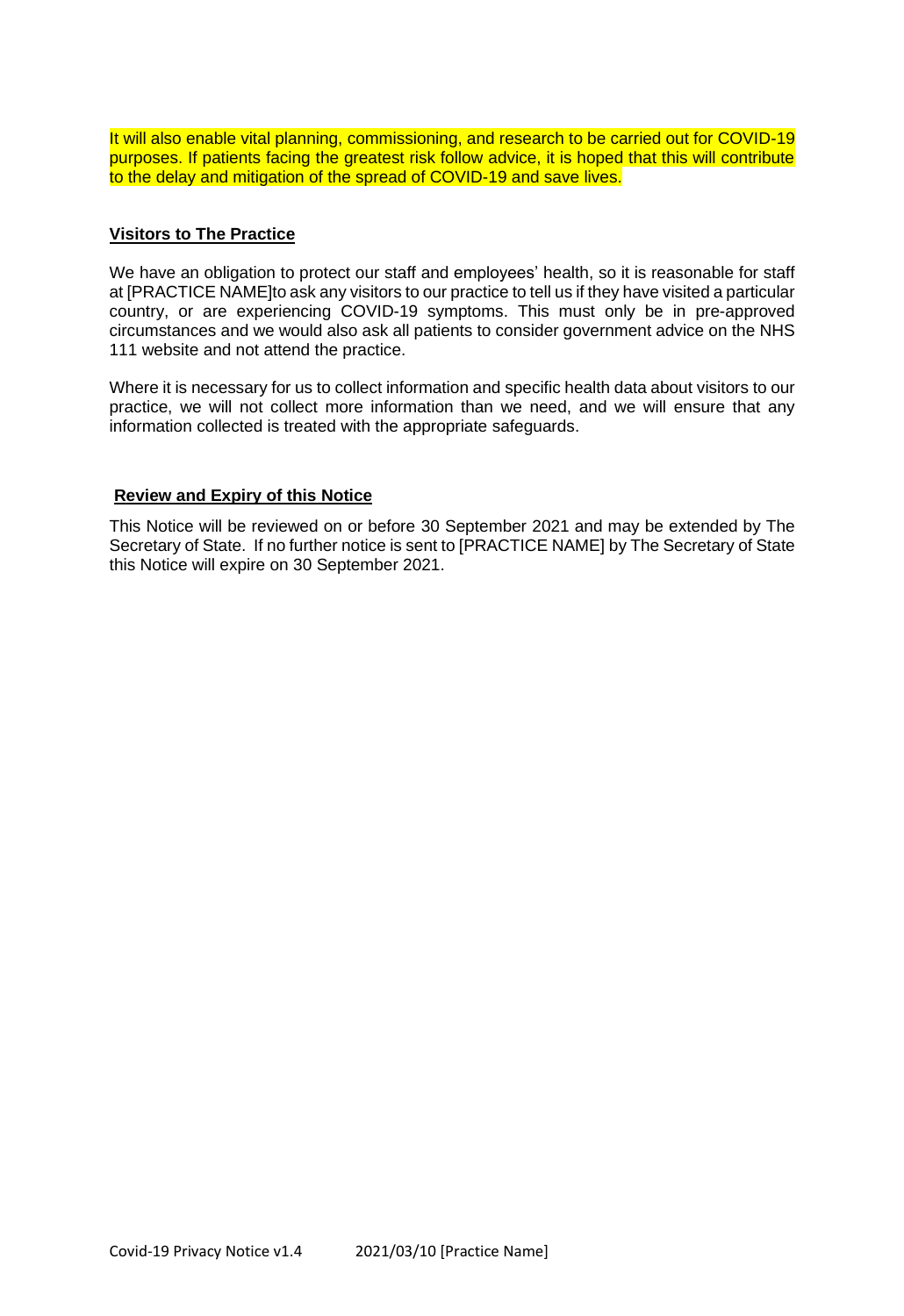It will also enable vital planning, commissioning, and research to be carried out for COVID-19 purposes. If patients facing the greatest risk follow advice, it is hoped that this will contribute to the delay and mitigation of the spread of COVID-19 and save lives.

## Visitors to The Practice

We have an obligation to protect our staff and employees' health, so it is reasonable for staff at [PRACTICE NAME]to ask any visitors to our practice to tell us if they have visited a particular country, or are experiencing COVID-19 symptoms. This must only be in pre-approved circumstances and we would also ask all patients to consider government advice on the NHS 111 website and not attend the practice.

Where it is necessary for us to collect information and specific health data about visitors to our practice, we will not collect more information than we need, and we will ensure that any information collected is treated with the appropriate safeguards.

## Review and Expiry of this Notice

This Notice will be reviewed on or before 30 September 2021 and may be extended by The Secretary of State. If no further notice is sent to [PRACTICE NAME] by The Secretary of State this Notice will expire on 30 September 2021.